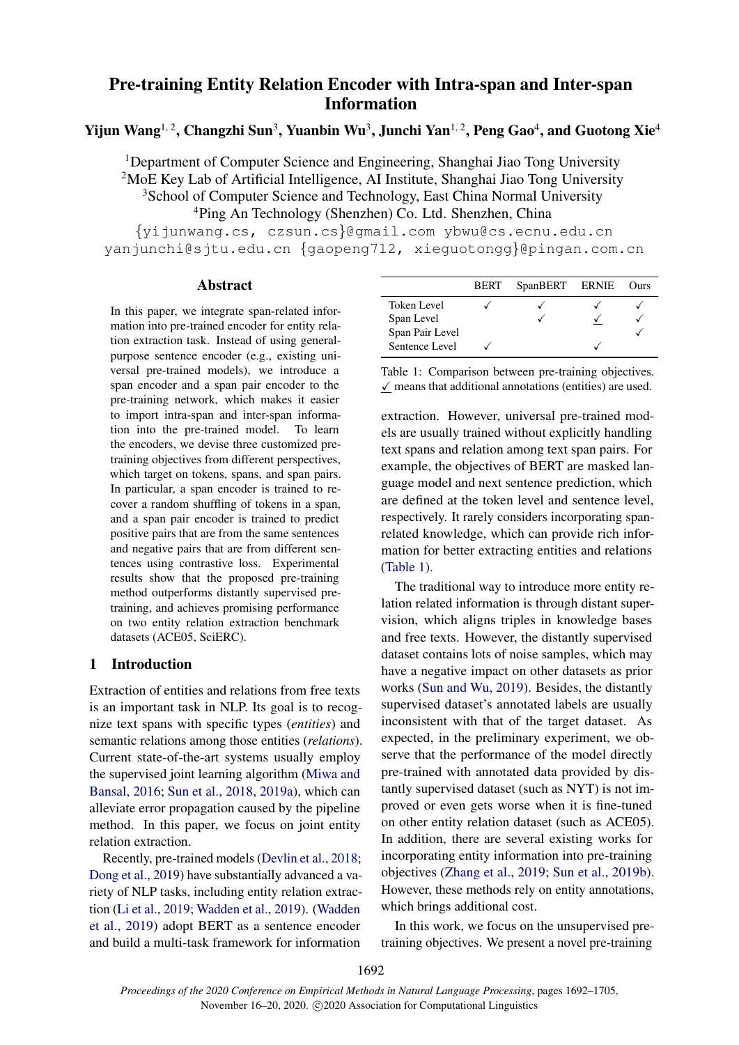# Pre-training Entity Relation Encoder with Intra-span and Inter-span Information

**Yijun Wang[1,2], Changzhi Sun[3], Yuanbin Wu[3], Junchi Yan[1,2], Peng Gao[4], and Guotong Xie[4]**

[1]Department of Computer Science and Engineering, Shanghai Jiao Tong University
[2]MoE Key Lab of Artificial Intelligence, AI Institute, Shanghai Jiao Tong University
[3]School of Computer Science and Technology, East China Normal University
[4]Ping An Technology (Shenzhen) Co. Ltd. Shenzhen, China

{yijunwang.cs, czsun.cs}@gmail.com ybwu@cs.ecnu.edu.cn
yanjunchi@sjtu.edu.cn {gaopeng712, xieguotongg}@pingan.com.cn

## Abstract

In this paper, we integrate span-related information into pre-trained encoder for entity relation extraction task. Instead of using general-purpose sentence encoder (e.g., existing universal pre-trained models), we introduce a span encoder and a span pair encoder to the pre-training network, which makes it easier to import intra-span and inter-span information into the pre-trained model. To learn the encoders, we devise three customized pre-training objectives from different perspectives, which target on tokens, spans, and span pairs. In particular, a span encoder is trained to recover a random shuffling of tokens in a span, and a span pair encoder is trained to predict positive pairs that are from the same sentences and negative pairs that are from different sentences using contrastive loss. Experimental results show that the proposed pre-training method outperforms distantly supervised pre-training, and achieves promising performance on two entity relation extraction benchmark datasets (ACE05, SciERC).

## 1 Introduction

Extraction of entities and relations from free texts is an important task in NLP. Its goal is to recognize text spans with specific types (*entities*) and semantic relations among those entities (*relations*). Current state-of-the-art systems usually employ the supervised joint learning algorithm (Miwa and Bansal, 2016; Sun et al., 2018, 2019a), which can alleviate error propagation caused by the pipeline method. In this paper, we focus on joint entity relation extraction.

Recently, pre-trained models (Devlin et al., 2018; Dong et al., 2019) have substantially advanced a variety of NLP tasks, including entity relation extraction (Li et al., 2019; Wadden et al., 2019). (Wadden et al., 2019) adopt BERT as a sentence encoder and build a multi-task framework for information extraction. However, universal pre-trained models are usually trained without explicitly handling text spans and relation among text span pairs. For example, the objectives of BERT are masked language model and next sentence prediction, which are defined at the token level and sentence level, respectively. It rarely considers incorporating span-related knowledge, which can provide rich information for better extracting entities and relations (Table 1).

| | BERT | SpanBERT | ERNIE | Ours |
|---|---|---|---|---|
| Token Level | ✓ | ✓ | ✓ | ✓ |
| Span Level | | ✓ | <u>✓</u> | ✓ |
| Span Pair Level | | | | ✓ |
| Sentence Level | ✓ | | ✓ | |

Table 1: Comparison between pre-training objectives. <u>✓</u> means that additional annotations (entities) are used.

The traditional way to introduce more entity relation related information is through distant supervision, which aligns triples in knowledge bases and free texts. However, the distantly supervised dataset contains lots of noise samples, which may have a negative impact on other datasets as prior works (Sun and Wu, 2019). Besides, the distantly supervised dataset's annotated labels are usually inconsistent with that of the target dataset. As expected, in the preliminary experiment, we observe that the performance of the model directly pre-trained with annotated data provided by distantly supervised dataset (such as NYT) is not improved or even gets worse when it is fine-tuned on other entity relation dataset (such as ACE05). In addition, there are several existing works for incorporating entity information into pre-training objectives (Zhang et al., 2019; Sun et al., 2019b). However, these methods rely on entity annotations, which brings additional cost.

In this work, we focus on the unsupervised pre-training objectives. We present a novel pre-training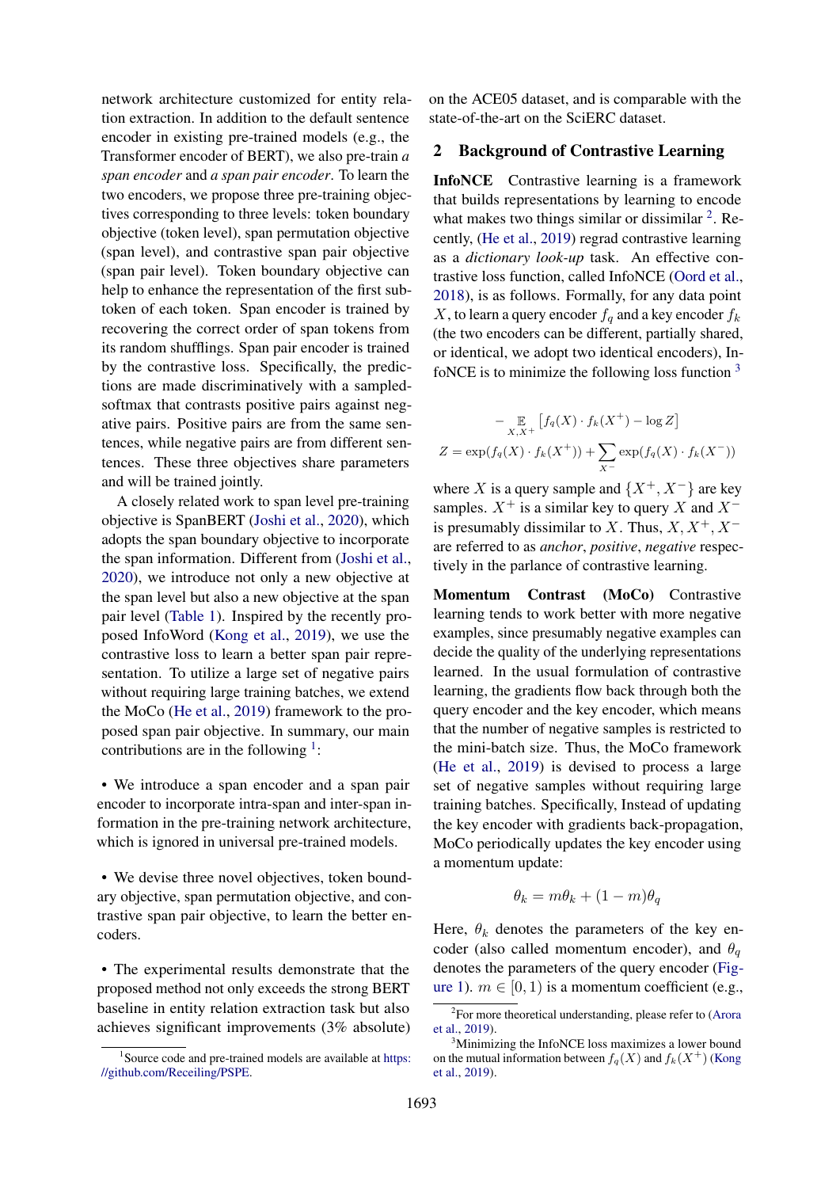network architecture customized for entity relation extraction. In addition to the default sentence encoder in existing pre-trained models (e.g., the Transformer encoder of BERT), we also pre-train *a span encoder* and *a span pair encoder*. To learn the two encoders, we propose three pre-training objectives corresponding to three levels: token boundary objective (token level), span permutation objective (span level), and contrastive span pair objective (span pair level). Token boundary objective can help to enhance the representation of the first subtoken of each token. Span encoder is trained by recovering the correct order of span tokens from its random shufflings. Span pair encoder is trained by the contrastive loss. Specifically, the predictions are made discriminatively with a sampled-softmax that contrasts positive pairs against negative pairs. Positive pairs are from the same sentences, while negative pairs are from different sentences. These three objectives share parameters and will be trained jointly.

A closely related work to span level pre-training objective is SpanBERT (Joshi et al., 2020), which adopts the span boundary objective to incorporate the span information. Different from (Joshi et al., 2020), we introduce not only a new objective at the span level but also a new objective at the span pair level (Table 1). Inspired by the recently proposed InfoWord (Kong et al., 2019), we use the contrastive loss to learn a better span pair representation. To utilize a large set of negative pairs without requiring large training batches, we extend the MoCo (He et al., 2019) framework to the proposed span pair objective. In summary, our main contributions are in the following [1]:

- We introduce a span encoder and a span pair encoder to incorporate intra-span and inter-span information in the pre-training network architecture, which is ignored in universal pre-trained models.

- We devise three novel objectives, token boundary objective, span permutation objective, and contrastive span pair objective, to learn the better encoders.

- The experimental results demonstrate that the proposed method not only exceeds the strong BERT baseline in entity relation extraction task but also achieves significant improvements (3% absolute) on the ACE05 dataset, and is comparable with the state-of-the-art on the SciERC dataset.

## 2 Background of Contrastive Learning

**InfoNCE** Contrastive learning is a framework that builds representations by learning to encode what makes two things similar or dissimilar [2]. Recently, (He et al., 2019) regrad contrastive learning as a *dictionary look-up* task. An effective contrastive loss function, called InfoNCE (Oord et al., 2018), is as follows. Formally, for any data point $X$, to learn a query encoder $f_q$ and a key encoder $f_k$ (the two encoders can be different, partially shared, or identical, we adopt two identical encoders), InfoNCE is to minimize the following loss function [3]

$$
-\mathop{\mathbb{E}}_{X,X^+}\left[f_q(X)\cdot f_k(X^+) - \log Z\right]
$$

$$
Z = \exp(f_q(X)\cdot f_k(X^+)) + \sum_{X^-}\exp(f_q(X)\cdot f_k(X^-))
$$

where $X$ is a query sample and $\{X^+, X^-\}$ are key samples. $X^+$ is a similar key to query $X$ and $X^-$ is presumably dissimilar to $X$. Thus, $X, X^+, X^-$ are referred to as *anchor*, *positive*, *negative* respectively in the parlance of contrastive learning.

**Momentum Contrast (MoCo)** Contrastive learning tends to work better with more negative examples, since presumably negative examples can decide the quality of the underlying representations learned. In the usual formulation of contrastive learning, the gradients flow back through both the query encoder and the key encoder, which means that the number of negative samples is restricted to the mini-batch size. Thus, the MoCo framework (He et al., 2019) is devised to process a large set of negative samples without requiring large training batches. Specifically, Instead of updating the key encoder with gradients back-propagation, MoCo periodically updates the key encoder using a momentum update:

$$
\theta_k = m\theta_k + (1-m)\theta_q
$$

Here, $\theta_k$ denotes the parameters of the key encoder (also called momentum encoder), and $\theta_q$ denotes the parameters of the query encoder (Figure 1). $m \in [0, 1)$ is a momentum coefficient (e.g.,

[1] Source code and pre-trained models are available at https://github.com/Receiling/PSPE.

[2] For more theoretical understanding, please refer to (Arora et al., 2019).

[3] Minimizing the InfoNCE loss maximizes a lower bound on the mutual information between $f_q(X)$ and $f_k(X^+)$ (Kong et al., 2019).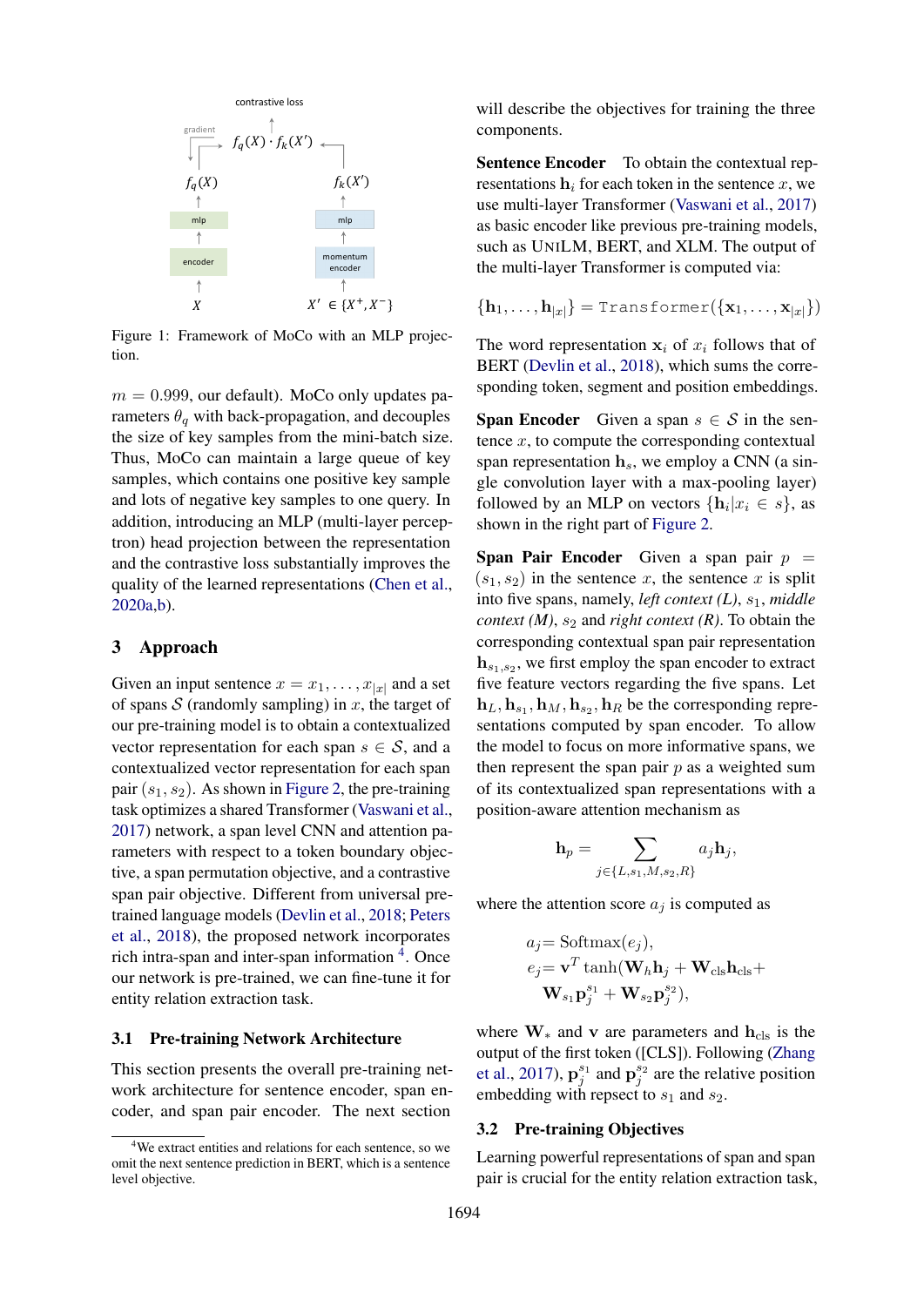Figure 1: Framework of MoCo with an MLP projection.

$m = 0.999$, our default). MoCo only updates parameters $\theta_q$ with back-propagation, and decouples the size of key samples from the mini-batch size. Thus, MoCo can maintain a large queue of key samples, which contains one positive key sample and lots of negative key samples to one query. In addition, introducing an MLP (multi-layer perceptron) head projection between the representation and the contrastive loss substantially improves the quality of the learned representations (Chen et al., 2020a,b).

## 3 Approach

Given an input sentence $x = x_1, \ldots, x_{|x|}$ and a set of spans $\mathcal{S}$ (randomly sampling) in $x$, the target of our pre-training model is to obtain a contextualized vector representation for each span $s \in \mathcal{S}$, and a contextualized vector representation for each span pair $(s_1, s_2)$. As shown in Figure 2, the pre-training task optimizes a shared Transformer (Vaswani et al., 2017) network, a span level CNN and attention parameters with respect to a token boundary objective, a span permutation objective, and a contrastive span pair objective. Different from universal pre-trained language models (Devlin et al., 2018; Peters et al., 2018), the proposed network incorporates rich intra-span and inter-span information [4]. Once our network is pre-trained, we can fine-tune it for entity relation extraction task.

### 3.1 Pre-training Network Architecture

This section presents the overall pre-training network architecture for sentence encoder, span encoder, and span pair encoder. The next section will describe the objectives for training the three components.

**Sentence Encoder** To obtain the contextual representations $\mathbf{h}_i$ for each token in the sentence $x$, we use multi-layer Transformer (Vaswani et al., 2017) as basic encoder like previous pre-training models, such as UNILM, BERT, and XLM. The output of the multi-layer Transformer is computed via:

$$\{\mathbf{h}_1, \ldots, \mathbf{h}_{|x|}\} = \texttt{Transformer}(\{\mathbf{x}_1, \ldots, \mathbf{x}_{|x|}\})$$

The word representation $\mathbf{x}_i$ of $x_i$ follows that of BERT (Devlin et al., 2018), which sums the corresponding token, segment and position embeddings.

**Span Encoder** Given a span $s \in \mathcal{S}$ in the sentence $x$, to compute the corresponding contextual span representation $\mathbf{h}_s$, we employ a CNN (a single convolution layer with a max-pooling layer) followed by an MLP on vectors $\{\mathbf{h}_i | x_i \in s\}$, as shown in the right part of Figure 2.

**Span Pair Encoder** Given a span pair $p = (s_1, s_2)$ in the sentence $x$, the sentence $x$ is split into five spans, namely, *left context (L)*, $s_1$, *middle context (M)*, $s_2$ and *right context (R)*. To obtain the corresponding contextual span pair representation $\mathbf{h}_{s_1,s_2}$, we first employ the span encoder to extract five feature vectors regarding the five spans. Let $\mathbf{h}_L, \mathbf{h}_{s_1}, \mathbf{h}_M, \mathbf{h}_{s_2}, \mathbf{h}_R$ be the corresponding representations computed by span encoder. To allow the model to focus on more informative spans, we then represent the span pair $p$ as a weighted sum of its contextualized span representations with a position-aware attention mechanism as

$$\mathbf{h}_p = \sum_{j \in \{L, s_1, M, s_2, R\}} a_j \mathbf{h}_j,$$

where the attention score $a_j$ is computed as

$$a_j = \text{Softmax}(e_j),$$
$$e_j = \mathbf{v}^T \tanh(\mathbf{W}_h \mathbf{h}_j + \mathbf{W}_{\text{cls}} \mathbf{h}_{\text{cls}} + \mathbf{W}_{s_1} \mathbf{p}_j^{s_1} + \mathbf{W}_{s_2} \mathbf{p}_j^{s_2}),$$

where $\mathbf{W}_*$ and $\mathbf{v}$ are parameters and $\mathbf{h}_{\text{cls}}$ is the output of the first token ([CLS]). Following (Zhang et al., 2017), $\mathbf{p}_j^{s_1}$ and $\mathbf{p}_j^{s_2}$ are the relative position embedding with repsect to $s_1$ and $s_2$.

### 3.2 Pre-training Objectives

Learning powerful representations of span and span pair is crucial for the entity relation extraction task,

[4] We extract entities and relations for each sentence, so we omit the next sentence prediction in BERT, which is a sentence level objective.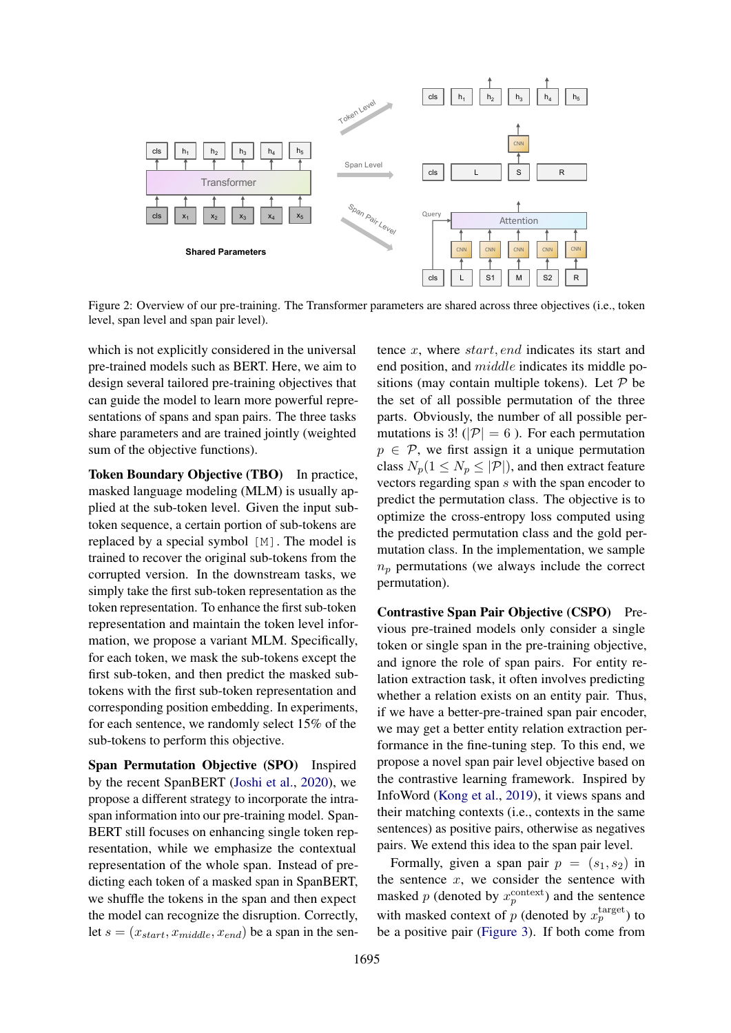Figure 2: Overview of our pre-training. The Transformer parameters are shared across three objectives (i.e., token level, span level and span pair level).

which is not explicitly considered in the universal pre-trained models such as BERT. Here, we aim to design several tailored pre-training objectives that can guide the model to learn more powerful representations of spans and span pairs. The three tasks share parameters and are trained jointly (weighted sum of the objective functions).

**Token Boundary Objective (TBO)** In practice, masked language modeling (MLM) is usually applied at the sub-token level. Given the input sub-token sequence, a certain portion of sub-tokens are replaced by a special symbol `[M]`. The model is trained to recover the original sub-tokens from the corrupted version. In the downstream tasks, we simply take the first sub-token representation as the token representation. To enhance the first sub-token representation and maintain the token level information, we propose a variant MLM. Specifically, for each token, we mask the sub-tokens except the first sub-token, and then predict the masked sub-tokens with the first sub-token representation and corresponding position embedding. In experiments, for each sentence, we randomly select 15% of the sub-tokens to perform this objective.

**Span Permutation Objective (SPO)** Inspired by the recent SpanBERT (Joshi et al., 2020), we propose a different strategy to incorporate the intra-span information into our pre-training model. SpanBERT still focuses on enhancing single token representation, while we emphasize the contextual representation of the whole span. Instead of predicting each token of a masked span in SpanBERT, we shuffle the tokens in the span and then expect the model can recognize the disruption. Correctly, let $s = (x_{start}, x_{middle}, x_{end})$ be a span in the sentence $x$, where $start, end$ indicates its start and end position, and $middle$ indicates its middle positions (may contain multiple tokens). Let $\mathcal{P}$ be the set of all possible permutation of the three parts. Obviously, the number of all possible permutations is 3! ($|\mathcal{P}| = 6$ ). For each permutation $p \in \mathcal{P}$, we first assign it a unique permutation class $N_p (1 \leq N_p \leq |\mathcal{P}|)$, and then extract feature vectors regarding span $s$ with the span encoder to predict the permutation class. The objective is to optimize the cross-entropy loss computed using the predicted permutation class and the gold permutation class. In the implementation, we sample $n_p$ permutations (we always include the correct permutation).

**Contrastive Span Pair Objective (CSPO)** Previous pre-trained models only consider a single token or single span in the pre-training objective, and ignore the role of span pairs. For entity relation extraction task, it often involves predicting whether a relation exists on an entity pair. Thus, if we have a better-pre-trained span pair encoder, we may get a better entity relation extraction performance in the fine-tuning step. To this end, we propose a novel span pair level objective based on the contrastive learning framework. Inspired by InfoWord (Kong et al., 2019), it views spans and their matching contexts (i.e., contexts in the same sentences) as positive pairs, otherwise as negatives pairs. We extend this idea to the span pair level.

Formally, given a span pair $p = (s_1, s_2)$ in the sentence $x$, we consider the sentence with masked $p$ (denoted by $x_p^{\text{context}}$) and the sentence with masked context of $p$ (denoted by $x_p^{\text{target}}$) to be a positive pair (Figure 3). If both come from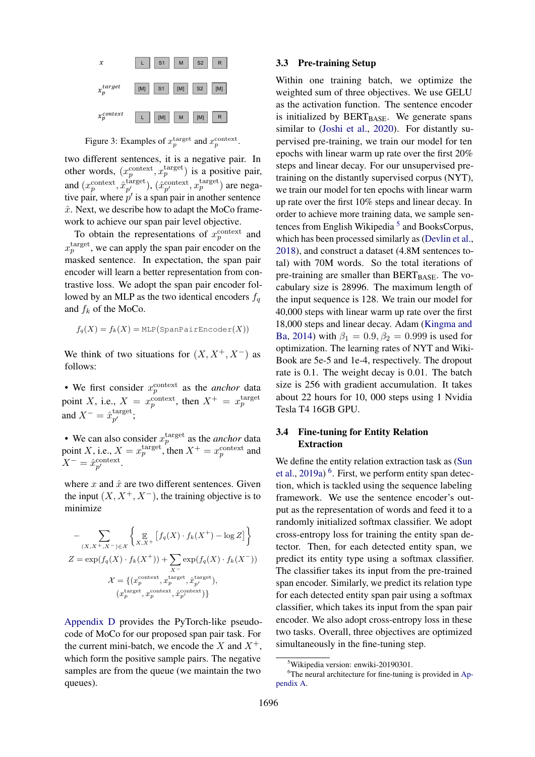| $x$ | L | S1 | M | S2 | R |
|---|---|---|---|---|---|
| $x_p^{target}$ | [M] | S1 | [M] | S2 | [M] |
| $x_p^{context}$ | L | [M] | M | [M] | R |

Figure 3: Examples of $x_p^{\text{target}}$ and $x_p^{\text{context}}$.

two different sentences, it is a negative pair. In other words, $(x_p^{\text{context}}, x_p^{\text{target}})$ is a positive pair, and $(x_p^{\text{context}}, \hat{x}_{p'}^{\text{target}})$, $(\hat{x}_{p'}^{\text{context}}, x_p^{\text{target}})$ are negative pair, where $p'$ is a span pair in another sentence $\hat{x}$. Next, we describe how to adapt the MoCo framework to achieve our span pair level objective.

To obtain the representations of $x_p^{\text{context}}$ and $x_p^{\text{target}}$, we can apply the span pair encoder on the masked sentence. In expectation, the span pair encoder will learn a better representation from contrastive loss. We adopt the span pair encoder followed by an MLP as the two identical encoders $f_q$ and $f_k$ of the MoCo.

$$f_q(X) = f_k(X) = \texttt{MLP}(\texttt{SpanPairEncoder}(X))$$

We think of two situations for $(X, X^+, X^-)$ as follows:

- We first consider $x_p^{\text{context}}$ as the *anchor* data point $X$, i.e., $X = x_p^{\text{context}}$, then $X^+ = x_p^{\text{target}}$ and $X^- = \hat{x}_{p'}^{\text{target}}$;
- We can also consider $x_p^{\text{target}}$ as the *anchor* data point $X$, i.e., $X = x_p^{\text{target}}$, then $X^+ = x_p^{\text{context}}$ and $X^- = \hat{x}_{p'}^{\text{context}}$.

where $x$ and $\hat{x}$ are two different sentences. Given the input $(X, X^+, X^-)$, the training objective is to minimize

$$-\sum_{(X,X^+,X^-)\in\mathcal{X}} \left\{ \mathop{\mathbb{E}}_{X,X^+} \left[ f_q(X) \cdot f_k(X^+) - \log Z \right] \right\}$$

$$Z = \exp(f_q(X) \cdot f_k(X^+)) + \sum_{X^-} \exp(f_q(X) \cdot f_k(X^-))$$

$$\mathcal{X} = \{(x_p^{\text{context}}, x_p^{\text{target}}, \hat{x}_{p'}^{\text{target}}), (x_p^{\text{target}}, x_p^{\text{context}}, \hat{x}_{p'}^{\text{context}})\}$$

Appendix D provides the PyTorch-like pseudocode of MoCo for our proposed span pair task. For the current mini-batch, we encode the $X$ and $X^+$, which form the positive sample pairs. The negative samples are from the queue (we maintain the two queues).

### 3.3 Pre-training Setup

Within one training batch, we optimize the weighted sum of three objectives. We use GELU as the activation function. The sentence encoder is initialized by BERT$_{\text{BASE}}$. We generate spans similar to (Joshi et al., 2020). For distantly supervised pre-training, we train our model for ten epochs with linear warm up rate over the first 20% steps and linear decay. For our unsupervised pre-training on the distantly supervised corpus (NYT), we train our model for ten epochs with linear warm up rate over the first 10% steps and linear decay. In order to achieve more training data, we sample sentences from English Wikipedia [5] and BooksCorpus, which has been processed similarly as (Devlin et al., 2018), and construct a dataset (4.8M sentences total) with 70M words. So the total iterations of pre-training are smaller than BERT$_{\text{BASE}}$. The vocabulary size is 28996. The maximum length of the input sequence is 128. We train our model for 40,000 steps with linear warm up rate over the first 18,000 steps and linear decay. Adam (Kingma and Ba, 2014) with $\beta_1 = 0.9, \beta_2 = 0.999$ is used for optimization. The learning rates of NYT and WikiBook are 5e-5 and 1e-4, respectively. The dropout rate is 0.1. The weight decay is 0.01. The batch size is 256 with gradient accumulation. It takes about 22 hours for 10, 000 steps using 1 Nvidia Tesla T4 16GB GPU.

### 3.4 Fine-tuning for Entity Relation Extraction

We define the entity relation extraction task as (Sun et al., 2019a) [6]. First, we perform entity span detection, which is tackled using the sequence labeling framework. We use the sentence encoder's output as the representation of words and feed it to a randomly initialized softmax classifier. We adopt cross-entropy loss for training the entity span detector. Then, for each detected entity span, we predict its entity type using a softmax classifier. The classifier takes its input from the pre-trained span encoder. Similarly, we predict its relation type for each detected entity span pair using a softmax classifier, which takes its input from the span pair encoder. We also adopt cross-entropy loss in these two tasks. Overall, three objectives are optimized simultaneously in the fine-tuning step.

[5] Wikipedia version: enwiki-20190301.

[6] The neural architecture for fine-tuning is provided in Appendix A.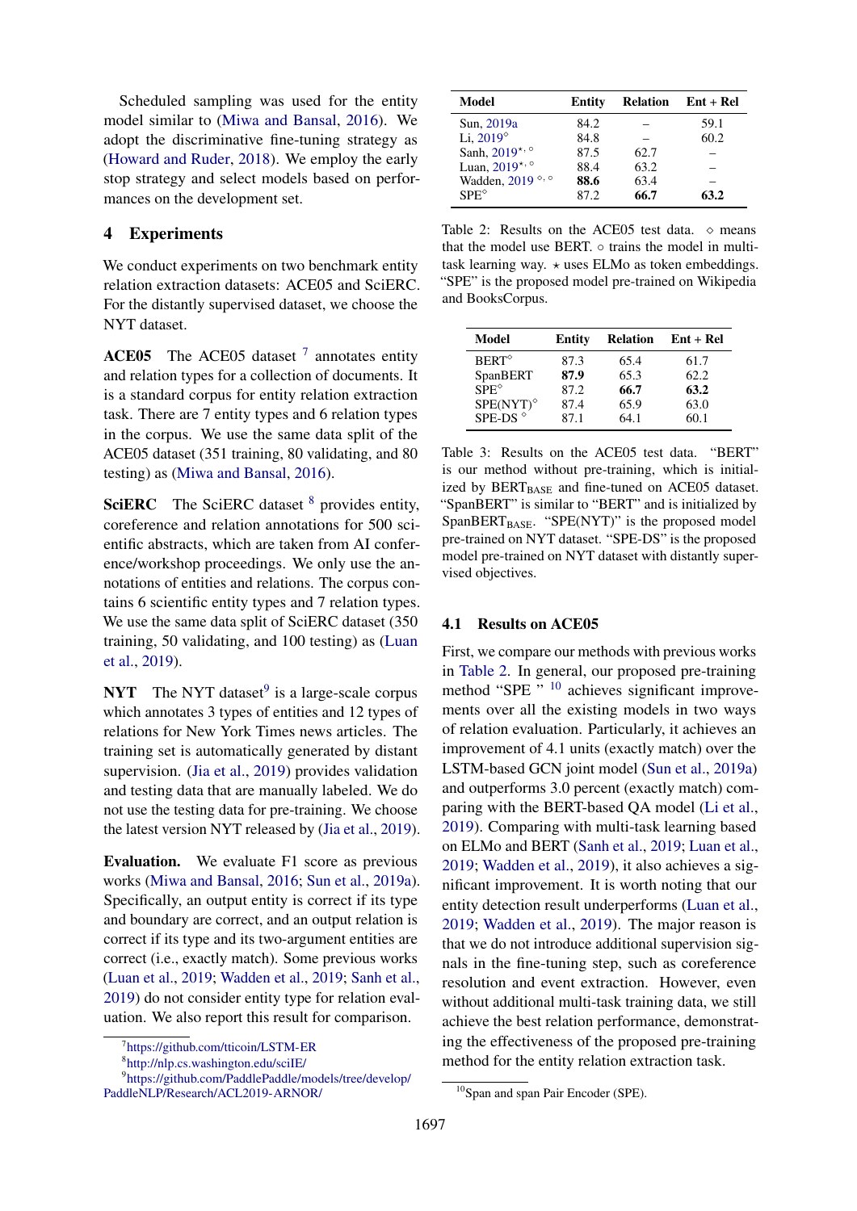Scheduled sampling was used for the entity model similar to (Miwa and Bansal, 2016). We adopt the discriminative fine-tuning strategy as (Howard and Ruder, 2018). We employ the early stop strategy and select models based on performances on the development set.

## 4 Experiments

We conduct experiments on two benchmark entity relation extraction datasets: ACE05 and SciERC. For the distantly supervised dataset, we choose the NYT dataset.

**ACE05** The ACE05 dataset [7] annotates entity and relation types for a collection of documents. It is a standard corpus for entity relation extraction task. There are 7 entity types and 6 relation types in the corpus. We use the same data split of the ACE05 dataset (351 training, 80 validating, and 80 testing) as (Miwa and Bansal, 2016).

**SciERC** The SciERC dataset [8] provides entity, coreference and relation annotations for 500 scientific abstracts, which are taken from AI conference/workshop proceedings. We only use the annotations of entities and relations. The corpus contains 6 scientific entity types and 7 relation types. We use the same data split of SciERC dataset (350 training, 50 validating, and 100 testing) as (Luan et al., 2019).

**NYT** The NYT dataset[9] is a large-scale corpus which annotates 3 types of entities and 12 types of relations for New York Times news articles. The training set is automatically generated by distant supervision. (Jia et al., 2019) provides validation and testing data that are manually labeled. We do not use the testing data for pre-training. We choose the latest version NYT released by (Jia et al., 2019).

**Evaluation.** We evaluate F1 score as previous works (Miwa and Bansal, 2016; Sun et al., 2019a). Specifically, an output entity is correct if its type and boundary are correct, and an output relation is correct if its type and its two-argument entities are correct (i.e., exactly match). Some previous works (Luan et al., 2019; Wadden et al., 2019; Sanh et al., 2019) do not consider entity type for relation evaluation. We also report this result for comparison.

[7] https://github.com/tticoin/LSTM-ER

[8] http://nlp.cs.washington.edu/sciIE/

[9] https://github.com/PaddlePaddle/models/tree/develop/PaddleNLP/Research/ACL2019-ARNOR/

| Model | Entity | Relation | Ent + Rel |
|---|---|---|---|
| Sun, 2019a | 84.2 | – | 59.1 |
| Li, 2019$^{\diamond}$ | 84.8 | – | 60.2 |
| Sanh, 2019$^{\star,\circ}$ | 87.5 | 62.7 | – |
| Luan, 2019$^{\star,\circ}$ | 88.4 | 63.2 | – |
| Wadden, 2019$^{\diamond,\circ}$ | **88.6** | 63.4 | – |
| SPE$^{\diamond}$ | 87.2 | **66.7** | **63.2** |

Table 2: Results on the ACE05 test data. ◇ means that the model use BERT. ○ trains the model in multi-task learning way. ⋆ uses ELMo as token embeddings. "SPE" is the proposed model pre-trained on Wikipedia and BooksCorpus.

| Model | Entity | Relation | Ent + Rel |
|---|---|---|---|
| BERT$^{\diamond}$ | 87.3 | 65.4 | 61.7 |
| SpanBERT | **87.9** | 65.3 | 62.2 |
| SPE$^{\diamond}$ | 87.2 | **66.7** | **63.2** |
| SPE(NYT)$^{\diamond}$ | 87.4 | 65.9 | 63.0 |
| SPE-DS$^{\diamond}$ | 87.1 | 64.1 | 60.1 |

Table 3: Results on the ACE05 test data. "BERT" is our method without pre-training, which is initialized by $\text{BERT}_{\text{BASE}}$ and fine-tuned on ACE05 dataset. "SpanBERT" is similar to "BERT" and is initialized by $\text{SpanBERT}_{\text{BASE}}$. "SPE(NYT)" is the proposed model pre-trained on NYT dataset. "SPE-DS" is the proposed model pre-trained on NYT dataset with distantly supervised objectives.

### 4.1 Results on ACE05

First, we compare our methods with previous works in Table 2. In general, our proposed pre-training method "SPE" [10] achieves significant improvements over all the existing models in two ways of relation evaluation. Particularly, it achieves an improvement of 4.1 units (exactly match) over the LSTM-based GCN joint model (Sun et al., 2019a) and outperforms 3.0 percent (exactly match) comparing with the BERT-based QA model (Li et al., 2019). Comparing with multi-task learning based on ELMo and BERT (Sanh et al., 2019; Luan et al., 2019; Wadden et al., 2019), it also achieves a significant improvement. It is worth noting that our entity detection result underperforms (Luan et al., 2019; Wadden et al., 2019). The major reason is that we do not introduce additional supervision signals in the fine-tuning step, such as coreference resolution and event extraction. However, even without additional multi-task training data, we still achieve the best relation performance, demonstrating the effectiveness of the proposed pre-training method for the entity relation extraction task.

[10] Span and span Pair Encoder (SPE).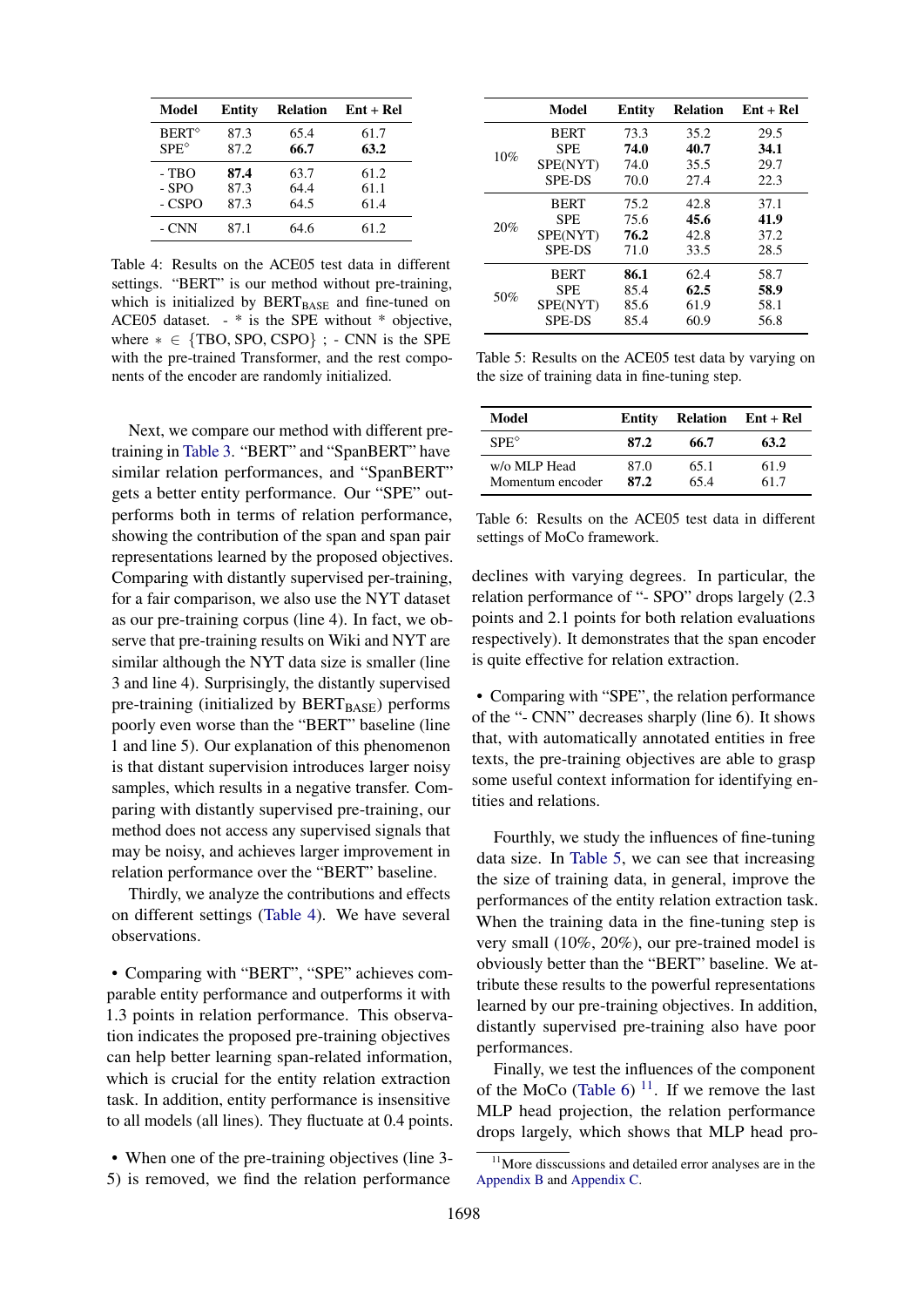| Model | Entity | Relation | Ent + Rel |
|---|---|---|---|
| BERT$^\diamond$ | 87.3 | 65.4 | 61.7 |
| SPE$^\diamond$ | 87.2 | **66.7** | **63.2** |
| - TBO | **87.4** | 63.7 | 61.2 |
| - SPO | 87.3 | 64.4 | 61.1 |
| - CSPO | 87.3 | 64.5 | 61.4 |
| - CNN | 87.1 | 64.6 | 61.2 |

Table 4: Results on the ACE05 test data in different settings. "BERT" is our method without pre-training, which is initialized by $\text{BERT}_{\text{BASE}}$ and fine-tuned on ACE05 dataset. - * is the SPE without * objective, where $* \in \{\text{TBO}, \text{SPO}, \text{CSPO}\}$ ; - CNN is the SPE with the pre-trained Transformer, and the rest components of the encoder are randomly initialized.

Next, we compare our method with different pre-training in Table 3. "BERT" and "SpanBERT" have similar relation performances, and "SpanBERT" gets a better entity performance. Our "SPE" outperforms both in terms of relation performance, showing the contribution of the span and span pair representations learned by the proposed objectives. Comparing with distantly supervised per-training, for a fair comparison, we also use the NYT dataset as our pre-training corpus (line 4). In fact, we observe that pre-training results on Wiki and NYT are similar although the NYT data size is smaller (line 3 and line 4). Surprisingly, the distantly supervised pre-training (initialized by $\text{BERT}_{\text{BASE}}$) performs poorly even worse than the "BERT" baseline (line 1 and line 5). Our explanation of this phenomenon is that distant supervision introduces larger noisy samples, which results in a negative transfer. Comparing with distantly supervised pre-training, our method does not access any supervised signals that may be noisy, and achieves larger improvement in relation performance over the "BERT" baseline.

Thirdly, we analyze the contributions and effects on different settings (Table 4). We have several observations.

- Comparing with "BERT", "SPE" achieves comparable entity performance and outperforms it with 1.3 points in relation performance. This observation indicates the proposed pre-training objectives can help better learning span-related information, which is crucial for the entity relation extraction task. In addition, entity performance is insensitive to all models (all lines). They fluctuate at 0.4 points.

- When one of the pre-training objectives (line 3-5) is removed, we find the relation performance declines with varying degrees. In particular, the relation performance of "- SPO" drops largely (2.3 points and 2.1 points for both relation evaluations respectively). It demonstrates that the span encoder is quite effective for relation extraction.

- Comparing with "SPE", the relation performance of the "- CNN" decreases sharply (line 6). It shows that, with automatically annotated entities in free texts, the pre-training objectives are able to grasp some useful context information for identifying entities and relations.

| | Model | Entity | Relation | Ent + Rel |
|---|---|---|---|---|
| 10% | BERT | 73.3 | 35.2 | 29.5 |
| | SPE | **74.0** | **40.7** | **34.1** |
| | SPE(NYT) | 74.0 | 35.5 | 29.7 |
| | SPE-DS | 70.0 | 27.4 | 22.3 |
| 20% | BERT | 75.2 | 42.8 | 37.1 |
| | SPE | 75.6 | **45.6** | **41.9** |
| | SPE(NYT) | **76.2** | 42.8 | 37.2 |
| | SPE-DS | 71.0 | 33.5 | 28.5 |
| 50% | BERT | **86.1** | 62.4 | 58.7 |
| | SPE | 85.4 | **62.5** | **58.9** |
| | SPE(NYT) | 85.6 | 61.9 | 58.1 |
| | SPE-DS | 85.4 | 60.9 | 56.8 |

Table 5: Results on the ACE05 test data by varying on the size of training data in fine-tuning step.

| Model | Entity | Relation | Ent + Rel |
|---|---|---|---|
| SPE$^\diamond$ | **87.2** | **66.7** | **63.2** |
| w/o MLP Head | 87.0 | 65.1 | 61.9 |
| Momentum encoder | **87.2** | 65.4 | 61.7 |

Table 6: Results on the ACE05 test data in different settings of MoCo framework.

Fourthly, we study the influences of fine-tuning data size. In Table 5, we can see that increasing the size of training data, in general, improve the performances of the entity relation extraction task. When the training data in the fine-tuning step is very small (10%, 20%), our pre-trained model is obviously better than the "BERT" baseline. We attribute these results to the powerful representations learned by our pre-training objectives. In addition, distantly supervised pre-training also have poor performances.

Finally, we test the influences of the component of the MoCo (Table 6) [11]. If we remove the last MLP head projection, the relation performance drops largely, which shows that MLP head pro-

[11] More disscussions and detailed error analyses are in the Appendix B and Appendix C.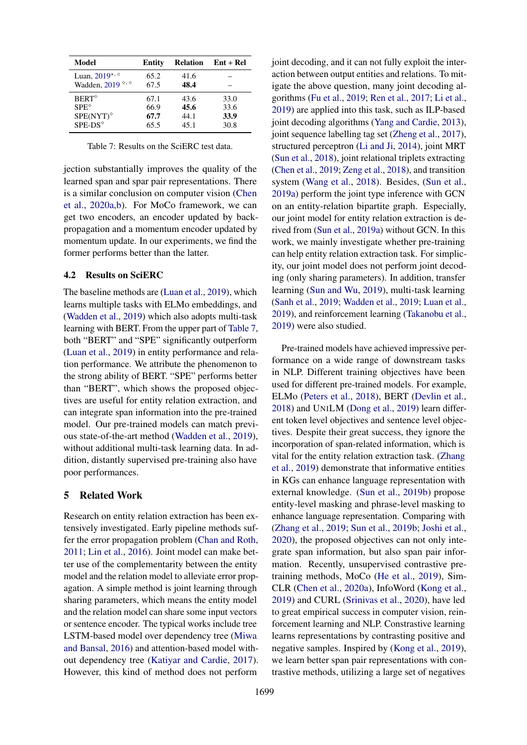| Model | Entity | Relation | Ent + Rel |
|---|---|---|---|
| Luan, 2019[⋆,◇] | 65.2 | 41.6 | – |
| Wadden, 2019 [◇,◇] | 67.5 | **48.4** | – |
| BERT[◇] | 67.1 | 43.6 | 33.0 |
| SPE[◇] | 66.9 | **45.6** | 33.6 |
| SPE(NYT)[◇] | **67.7** | 44.1 | **33.9** |
| SPE-DS[◇] | 65.5 | 45.1 | 30.8 |

Table 7: Results on the SciERC test data.

jection substantially improves the quality of the learned span and spar pair representations. There is a similar conclusion on computer vision (Chen et al., 2020a,b). For MoCo framework, we can get two encoders, an encoder updated by back-propagation and a momentum encoder updated by momentum update. In our experiments, we find the former performs better than the latter.

### 4.2 Results on SciERC

The baseline methods are (Luan et al., 2019), which learns multiple tasks with ELMo embeddings, and (Wadden et al., 2019) which also adopts multi-task learning with BERT. From the upper part of Table 7, both "BERT" and "SPE" significantly outperform (Luan et al., 2019) in entity performance and relation performance. We attribute the phenomenon to the strong ability of BERT. "SPE" performs better than "BERT", which shows the proposed objectives are useful for entity relation extraction, and can integrate span information into the pre-trained model. Our pre-trained models can match previous state-of-the-art method (Wadden et al., 2019), without additional multi-task learning data. In addition, distantly supervised pre-training also have poor performances.

## 5 Related Work

Research on entity relation extraction has been extensively investigated. Early pipeline methods suffer the error propagation problem (Chan and Roth, 2011; Lin et al., 2016). Joint model can make better use of the complementarity between the entity model and the relation model to alleviate error propagation. A simple method is joint learning through sharing parameters, which means the entity model and the relation model can share some input vectors or sentence encoder. The typical works include tree LSTM-based model over dependency tree (Miwa and Bansal, 2016) and attention-based model without dependency tree (Katiyar and Cardie, 2017). However, this kind of method does not perform joint decoding, and it can not fully exploit the interaction between output entities and relations. To mitigate the above question, many joint decoding algorithms (Fu et al., 2019; Ren et al., 2017; Li et al., 2019) are applied into this task, such as ILP-based joint decoding algorithms (Yang and Cardie, 2013), joint sequence labelling tag set (Zheng et al., 2017), structured perceptron (Li and Ji, 2014), joint MRT (Sun et al., 2018), joint relational triplets extracting (Chen et al., 2019; Zeng et al., 2018), and transition system (Wang et al., 2018). Besides, (Sun et al., 2019a) perform the joint type inference with GCN on an entity-relation bipartite graph. Especially, our joint model for entity relation extraction is derived from (Sun et al., 2019a) without GCN. In this work, we mainly investigate whether pre-training can help entity relation extraction task. For simplicity, our joint model does not perform joint decoding (only sharing parameters). In addition, transfer learning (Sun and Wu, 2019), multi-task learning (Sanh et al., 2019; Wadden et al., 2019; Luan et al., 2019), and reinforcement learning (Takanobu et al., 2019) were also studied.

Pre-trained models have achieved impressive performance on a wide range of downstream tasks in NLP. Different training objectives have been used for different pre-trained models. For example, ELMo (Peters et al., 2018), BERT (Devlin et al., 2018) and UniLM (Dong et al., 2019) learn different token level objectives and sentence level objectives. Despite their great success, they ignore the incorporation of span-related information, which is vital for the entity relation extraction task. (Zhang et al., 2019) demonstrate that informative entities in KGs can enhance language representation with external knowledge. (Sun et al., 2019b) propose entity-level masking and phrase-level masking to enhance language representation. Comparing with (Zhang et al., 2019; Sun et al., 2019b; Joshi et al., 2020), the proposed objectives can not only integrate span information, but also span pair information. Recently, unsupervised contrastive pre-training methods, MoCo (He et al., 2019), SimCLR (Chen et al., 2020a), InfoWord (Kong et al., 2019) and CURL (Srinivas et al., 2020), have led to great empirical success in computer vision, reinforcement learning and NLP. Constrastive learning learns representations by contrasting positive and negative samples. Inspired by (Kong et al., 2019), we learn better span pair representations with contrastive methods, utilizing a large set of negatives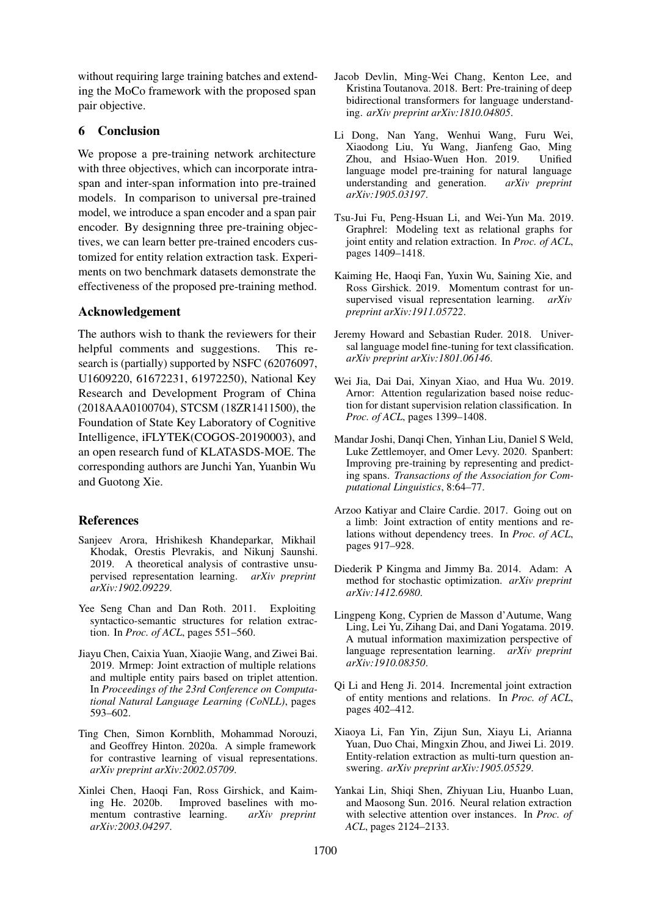without requiring large training batches and extending the MoCo framework with the proposed span pair objective.

## 6 Conclusion

We propose a pre-training network architecture with three objectives, which can incorporate intra-span and inter-span information into pre-trained models. In comparison to universal pre-trained model, we introduce a span encoder and a span pair encoder. By designning three pre-training objectives, we can learn better pre-trained encoders customized for entity relation extraction task. Experiments on two benchmark datasets demonstrate the effectiveness of the proposed pre-training method.

## Acknowledgement

The authors wish to thank the reviewers for their helpful comments and suggestions. This research is (partially) supported by NSFC (62076097, U1609220, 61672231, 61972250), National Key Research and Development Program of China (2018AAA0100704), STCSM (18ZR1411500), the Foundation of State Key Laboratory of Cognitive Intelligence, iFLYTEK(COGOS-20190003), and an open research fund of KLATASDS-MOE. The corresponding authors are Junchi Yan, Yuanbin Wu and Guotong Xie.

## References

Sanjeev Arora, Hrishikesh Khandeparkar, Mikhail Khodak, Orestis Plevrakis, and Nikunj Saunshi. 2019. A theoretical analysis of contrastive unsupervised representation learning. *arXiv preprint arXiv:1902.09229*.

Yee Seng Chan and Dan Roth. 2011. Exploiting syntactico-semantic structures for relation extraction. In *Proc. of ACL*, pages 551–560.

Jiayu Chen, Caixia Yuan, Xiaojie Wang, and Ziwei Bai. 2019. Mrmep: Joint extraction of multiple relations and multiple entity pairs based on triplet attention. In *Proceedings of the 23rd Conference on Computational Natural Language Learning (CoNLL)*, pages 593–602.

Ting Chen, Simon Kornblith, Mohammad Norouzi, and Geoffrey Hinton. 2020a. A simple framework for contrastive learning of visual representations. *arXiv preprint arXiv:2002.05709*.

Xinlei Chen, Haoqi Fan, Ross Girshick, and Kaiming He. 2020b. Improved baselines with momentum contrastive learning. *arXiv preprint arXiv:2003.04297*.

Jacob Devlin, Ming-Wei Chang, Kenton Lee, and Kristina Toutanova. 2018. Bert: Pre-training of deep bidirectional transformers for language understanding. *arXiv preprint arXiv:1810.04805*.

Li Dong, Nan Yang, Wenhui Wang, Furu Wei, Xiaodong Liu, Yu Wang, Jianfeng Gao, Ming Zhou, and Hsiao-Wuen Hon. 2019. Unified language model pre-training for natural language understanding and generation. *arXiv preprint arXiv:1905.03197*.

Tsu-Jui Fu, Peng-Hsuan Li, and Wei-Yun Ma. 2019. Graphrel: Modeling text as relational graphs for joint entity and relation extraction. In *Proc. of ACL*, pages 1409–1418.

Kaiming He, Haoqi Fan, Yuxin Wu, Saining Xie, and Ross Girshick. 2019. Momentum contrast for unsupervised visual representation learning. *arXiv preprint arXiv:1911.05722*.

Jeremy Howard and Sebastian Ruder. 2018. Universal language model fine-tuning for text classification. *arXiv preprint arXiv:1801.06146*.

Wei Jia, Dai Dai, Xinyan Xiao, and Hua Wu. 2019. Arnor: Attention regularization based noise reduction for distant supervision relation classification. In *Proc. of ACL*, pages 1399–1408.

Mandar Joshi, Danqi Chen, Yinhan Liu, Daniel S Weld, Luke Zettlemoyer, and Omer Levy. 2020. Spanbert: Improving pre-training by representing and predicting spans. *Transactions of the Association for Computational Linguistics*, 8:64–77.

Arzoo Katiyar and Claire Cardie. 2017. Going out on a limb: Joint extraction of entity mentions and relations without dependency trees. In *Proc. of ACL*, pages 917–928.

Diederik P Kingma and Jimmy Ba. 2014. Adam: A method for stochastic optimization. *arXiv preprint arXiv:1412.6980*.

Lingpeng Kong, Cyprien de Masson d'Autume, Wang Ling, Lei Yu, Zihang Dai, and Dani Yogatama. 2019. A mutual information maximization perspective of language representation learning. *arXiv preprint arXiv:1910.08350*.

Qi Li and Heng Ji. 2014. Incremental joint extraction of entity mentions and relations. In *Proc. of ACL*, pages 402–412.

Xiaoya Li, Fan Yin, Zijun Sun, Xiayu Li, Arianna Yuan, Duo Chai, Mingxin Zhou, and Jiwei Li. 2019. Entity-relation extraction as multi-turn question answering. *arXiv preprint arXiv:1905.05529*.

Yankai Lin, Shiqi Shen, Zhiyuan Liu, Huanbo Luan, and Maosong Sun. 2016. Neural relation extraction with selective attention over instances. In *Proc. of ACL*, pages 2124–2133.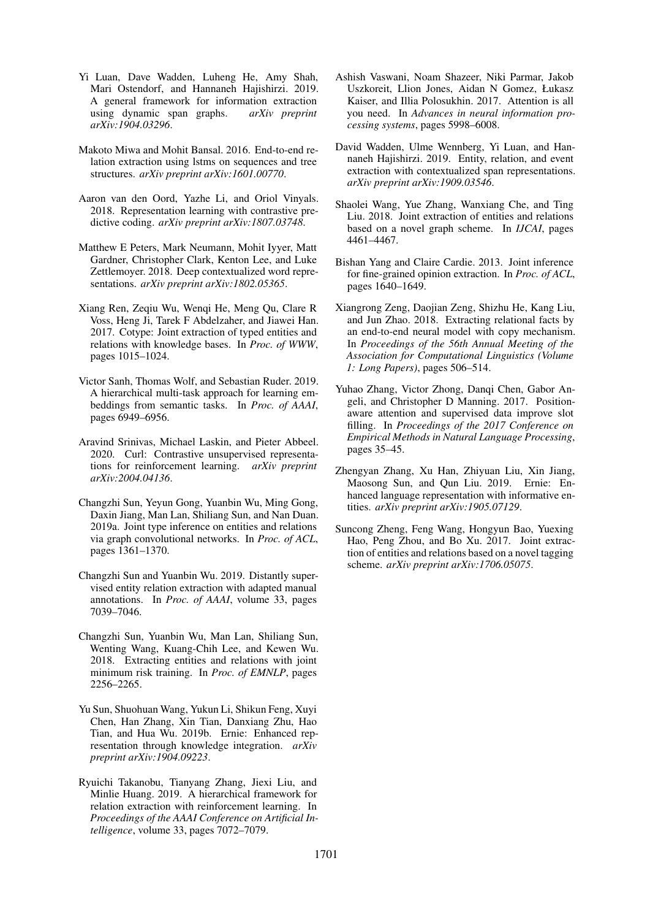Yi Luan, Dave Wadden, Luheng He, Amy Shah, Mari Ostendorf, and Hannaneh Hajishirzi. 2019. A general framework for information extraction using dynamic span graphs. *arXiv preprint arXiv:1904.03296*.

Makoto Miwa and Mohit Bansal. 2016. End-to-end relation extraction using lstms on sequences and tree structures. *arXiv preprint arXiv:1601.00770*.

Aaron van den Oord, Yazhe Li, and Oriol Vinyals. 2018. Representation learning with contrastive predictive coding. *arXiv preprint arXiv:1807.03748*.

Matthew E Peters, Mark Neumann, Mohit Iyyer, Matt Gardner, Christopher Clark, Kenton Lee, and Luke Zettlemoyer. 2018. Deep contextualized word representations. *arXiv preprint arXiv:1802.05365*.

Xiang Ren, Zeqiu Wu, Wenqi He, Meng Qu, Clare R Voss, Heng Ji, Tarek F Abdelzaher, and Jiawei Han. 2017. Cotype: Joint extraction of typed entities and relations with knowledge bases. In *Proc. of WWW*, pages 1015–1024.

Victor Sanh, Thomas Wolf, and Sebastian Ruder. 2019. A hierarchical multi-task approach for learning embeddings from semantic tasks. In *Proc. of AAAI*, pages 6949–6956.

Aravind Srinivas, Michael Laskin, and Pieter Abbeel. 2020. Curl: Contrastive unsupervised representations for reinforcement learning. *arXiv preprint arXiv:2004.04136*.

Changzhi Sun, Yeyun Gong, Yuanbin Wu, Ming Gong, Daxin Jiang, Man Lan, Shiliang Sun, and Nan Duan. 2019a. Joint type inference on entities and relations via graph convolutional networks. In *Proc. of ACL*, pages 1361–1370.

Changzhi Sun and Yuanbin Wu. 2019. Distantly supervised entity relation extraction with adapted manual annotations. In *Proc. of AAAI*, volume 33, pages 7039–7046.

Changzhi Sun, Yuanbin Wu, Man Lan, Shiliang Sun, Wenting Wang, Kuang-Chih Lee, and Kewen Wu. 2018. Extracting entities and relations with joint minimum risk training. In *Proc. of EMNLP*, pages 2256–2265.

Yu Sun, Shuohuan Wang, Yukun Li, Shikun Feng, Xuyi Chen, Han Zhang, Xin Tian, Danxiang Zhu, Hao Tian, and Hua Wu. 2019b. Ernie: Enhanced representation through knowledge integration. *arXiv preprint arXiv:1904.09223*.

Ryuichi Takanobu, Tianyang Zhang, Jiexi Liu, and Minlie Huang. 2019. A hierarchical framework for relation extraction with reinforcement learning. In *Proceedings of the AAAI Conference on Artificial Intelligence*, volume 33, pages 7072–7079.

Ashish Vaswani, Noam Shazeer, Niki Parmar, Jakob Uszkoreit, Llion Jones, Aidan N Gomez, Łukasz Kaiser, and Illia Polosukhin. 2017. Attention is all you need. In *Advances in neural information processing systems*, pages 5998–6008.

David Wadden, Ulme Wennberg, Yi Luan, and Hannaneh Hajishirzi. 2019. Entity, relation, and event extraction with contextualized span representations. *arXiv preprint arXiv:1909.03546*.

Shaolei Wang, Yue Zhang, Wanxiang Che, and Ting Liu. 2018. Joint extraction of entities and relations based on a novel graph scheme. In *IJCAI*, pages 4461–4467.

Bishan Yang and Claire Cardie. 2013. Joint inference for fine-grained opinion extraction. In *Proc. of ACL*, pages 1640–1649.

Xiangrong Zeng, Daojian Zeng, Shizhu He, Kang Liu, and Jun Zhao. 2018. Extracting relational facts by an end-to-end neural model with copy mechanism. In *Proceedings of the 56th Annual Meeting of the Association for Computational Linguistics (Volume 1: Long Papers)*, pages 506–514.

Yuhao Zhang, Victor Zhong, Danqi Chen, Gabor Angeli, and Christopher D Manning. 2017. Position-aware attention and supervised data improve slot filling. In *Proceedings of the 2017 Conference on Empirical Methods in Natural Language Processing*, pages 35–45.

Zhengyan Zhang, Xu Han, Zhiyuan Liu, Xin Jiang, Maosong Sun, and Qun Liu. 2019. Ernie: Enhanced language representation with informative entities. *arXiv preprint arXiv:1905.07129*.

Suncong Zheng, Feng Wang, Hongyun Bao, Yuexing Hao, Peng Zhou, and Bo Xu. 2017. Joint extraction of entities and relations based on a novel tagging scheme. *arXiv preprint arXiv:1706.05075*.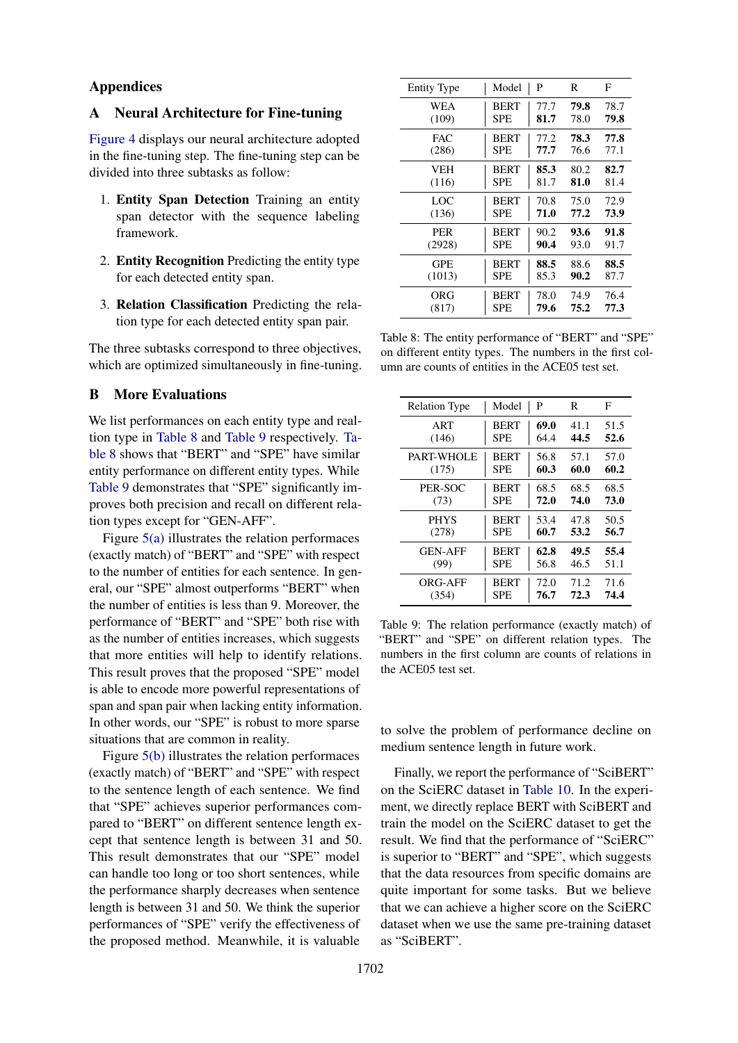# Appendices

## A Neural Architecture for Fine-tuning

Figure 4 displays our neural architecture adopted in the fine-tuning step. The fine-tuning step can be divided into three subtasks as follow:

1. **Entity Span Detection** Training an entity span detector with the sequence labeling framework.
2. **Entity Recognition** Predicting the entity type for each detected entity span.
3. **Relation Classification** Predicting the relation type for each detected entity span pair.

The three subtasks correspond to three objectives, which are optimized simultaneously in fine-tuning.

## B More Evaluations

We list performances on each entity type and realtion type in Table 8 and Table 9 respectively. Table 8 shows that "BERT" and "SPE" have similar entity performance on different entity types. While Table 9 demonstrates that "SPE" significantly improves both precision and recall on different relation types except for "GEN-AFF".

Figure 5(a) illustrates the relation performaces (exactly match) of "BERT" and "SPE" with respect to the number of entities for each sentence. In general, our "SPE" almost outperforms "BERT" when the number of entities is less than 9. Moreover, the performance of "BERT" and "SPE" both rise with as the number of entities increases, which suggests that more entities will help to identify relations. This result proves that the proposed "SPE" model is able to encode more powerful representations of span and span pair when lacking entity information. In other words, our "SPE" is robust to more sparse situations that are common in reality.

Figure 5(b) illustrates the relation performaces (exactly match) of "BERT" and "SPE" with respect to the sentence length of each sentence. We find that "SPE" achieves superior performances compared to "BERT" on different sentence length except that sentence length is between 31 and 50. This result demonstrates that our "SPE" model can handle too long or too short sentences, while the performance sharply decreases when sentence length is between 31 and 50. We think the superior performances of "SPE" verify the effectiveness of the proposed method. Meanwhile, it is valuable to solve the problem of performance decline on medium sentence length in future work.

| Entity Type | Model | P | R | F |
|---|---|---|---|---|
| WEA (109) | BERT | 77.7 | **79.8** | 78.7 |
| | SPE | **81.7** | 78.0 | **79.8** |
| FAC (286) | BERT | 77.2 | **78.3** | **77.8** |
| | SPE | **77.7** | 76.6 | 77.1 |
| VEH (116) | BERT | **85.3** | 80.2 | **82.7** |
| | SPE | 81.7 | **81.0** | 81.4 |
| LOC (136) | BERT | 70.8 | 75.0 | 72.9 |
| | SPE | **71.0** | **77.2** | **73.9** |
| PER (2928) | BERT | 90.2 | **93.6** | **91.8** |
| | SPE | **90.4** | 93.0 | 91.7 |
| GPE (1013) | BERT | **88.5** | 88.6 | **88.5** |
| | SPE | 85.3 | **90.2** | 87.7 |
| ORG (817) | BERT | 78.0 | 74.9 | 76.4 |
| | SPE | **79.6** | **75.2** | **77.3** |

Table 8: The entity performance of "BERT" and "SPE" on different entity types. The numbers in the first column are counts of entities in the ACE05 test set.

| Relation Type | Model | P | R | F |
|---|---|---|---|---|
| ART (146) | BERT | **69.0** | 41.1 | 51.5 |
| | SPE | 64.4 | **44.5** | **52.6** |
| PART-WHOLE (175) | BERT | 56.8 | 57.1 | 57.0 |
| | SPE | **60.3** | **60.0** | **60.2** |
| PER-SOC (73) | BERT | 68.5 | 68.5 | 68.5 |
| | SPE | **72.0** | **74.0** | **73.0** |
| PHYS (278) | BERT | 53.4 | 47.8 | 50.5 |
| | SPE | **60.7** | **53.2** | **56.7** |
| GEN-AFF (99) | BERT | **62.8** | **49.5** | **55.4** |
| | SPE | 56.8 | 46.5 | 51.1 |
| ORG-AFF (354) | BERT | 72.0 | 71.2 | 71.6 |
| | SPE | **76.7** | **72.3** | **74.4** |

Table 9: The relation performance (exactly match) of "BERT" and "SPE" on different relation types. The numbers in the first column are counts of relations in the ACE05 test set.

Finally, we report the performance of "SciBERT" on the SciERC dataset in Table 10. In the experiment, we directly replace BERT with SciBERT and train the model on the SciERC dataset to get the result. We find that the performance of "SciERC" is superior to "BERT" and "SPE", which suggests that the data resources from specific domains are quite important for some tasks. But we believe that we can achieve a higher score on the SciERC dataset when we use the same pre-training dataset as "SciBERT".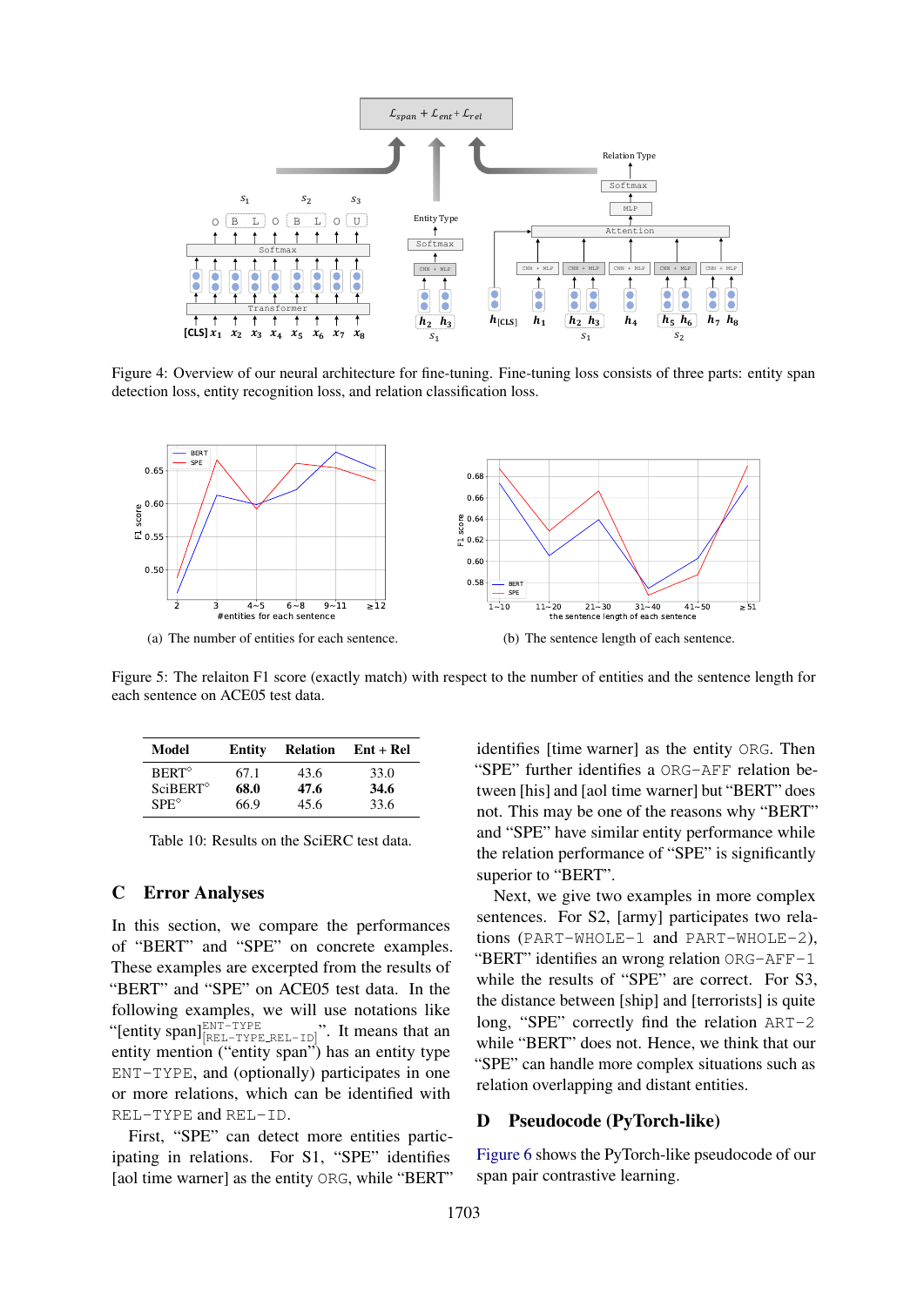Figure 4: Overview of our neural architecture for fine-tuning. Fine-tuning loss consists of three parts: entity span detection loss, entity recognition loss, and relation classification loss.

(a) The number of entities for each sentence.

(b) The sentence length of each sentence.

Figure 5: The relaiton F1 score (exactly match) with respect to the number of entities and the sentence length for each sentence on ACE05 test data.

| Model | Entity | Relation | Ent + Rel |
|---|---|---|---|
| BERT$^\diamond$ | 67.1 | 43.6 | 33.0 |
| SciBERT$^\diamond$ | **68.0** | **47.6** | **34.6** |
| SPE$^\diamond$ | 66.9 | 45.6 | 33.6 |

Table 10: Results on the SciERC test data.

## C Error Analyses

In this section, we compare the performances of "BERT" and "SPE" on concrete examples. These examples are excerpted from the results of "BERT" and "SPE" on ACE05 test data. In the following examples, we will use notations like "[entity span]$^{\texttt{ENT-TYPE}}_{\texttt{[REL-TYPE\_REL-ID]}}$". It means that an entity mention ("entity span") has an entity type ENT-TYPE, and (optionally) participates in one or more relations, which can be identified with REL-TYPE and REL-ID.

First, "SPE" can detect more entities participating in relations. For S1, "SPE" identifies [aol time warner] as the entity ORG, while "BERT" identifies [time warner] as the entity ORG. Then "SPE" further identifies a ORG-AFF relation between [his] and [aol time warner] but "BERT" does not. This may be one of the reasons why "BERT" and "SPE" have similar entity performance while the relation performance of "SPE" is significantly superior to "BERT".

Next, we give two examples in more complex sentences. For S2, [army] participates two relations (PART-WHOLE-1 and PART-WHOLE-2), "BERT" identifies an wrong relation ORG-AFF-1 while the results of "SPE" are correct. For S3, the distance between [ship] and [terrorists] is quite long, "SPE" correctly find the relation ART-2 while "BERT" does not. Hence, we think that our "SPE" can handle more complex situations such as relation overlapping and distant entities.

## D Pseudocode (PyTorch-like)

Figure 6 shows the PyTorch-like pseudocode of our span pair contrastive learning.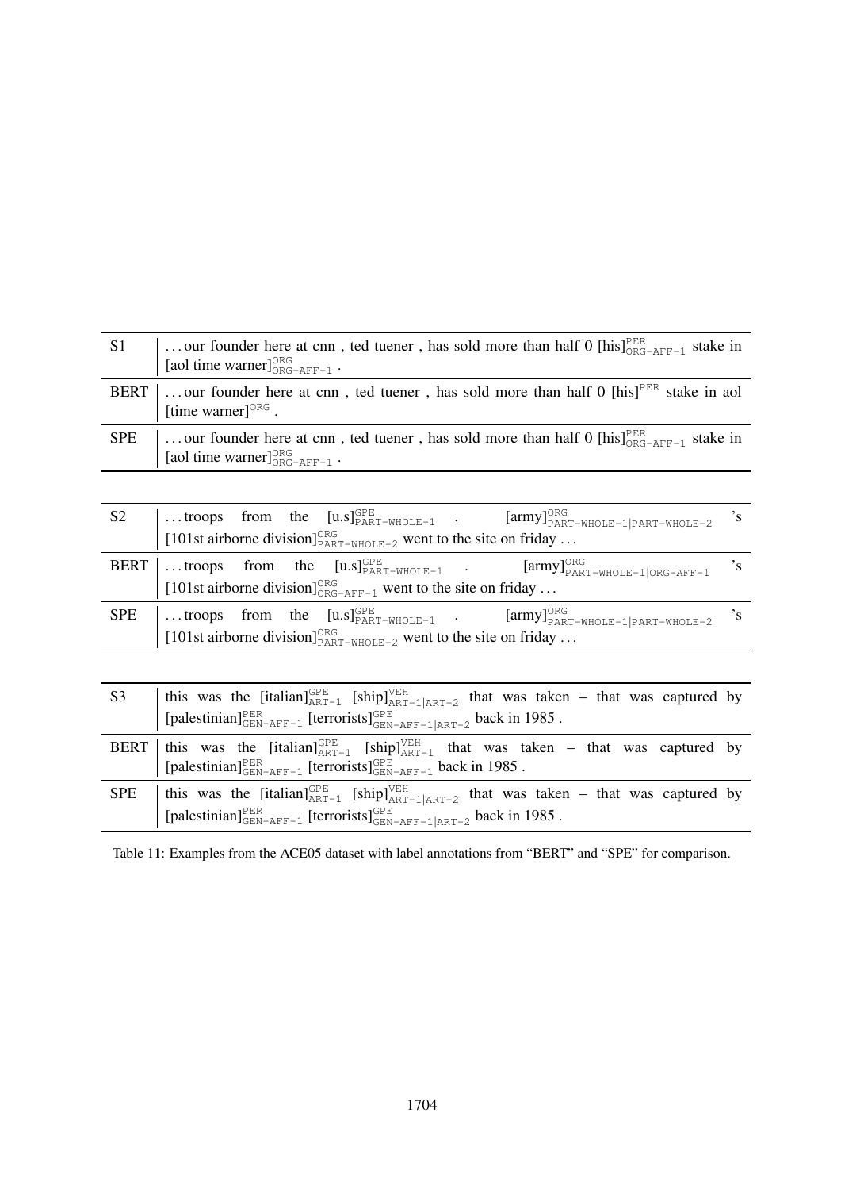| | |
|---|---|
| S1 | . . . our founder here at cnn , ted tuener , has sold more than half 0 $[\text{his}]^{\text{PER}}_{\text{ORG-AFF-1}}$ stake in $[\text{aol time warner}]^{\text{ORG}}_{\text{ORG-AFF-1}}$ . |
| BERT | . . . our founder here at cnn , ted tuener , has sold more than half 0 $[\text{his}]^{\text{PER}}$ stake in aol $[\text{time warner}]^{\text{ORG}}$ . |
| SPE | . . . our founder here at cnn , ted tuener , has sold more than half 0 $[\text{his}]^{\text{PER}}_{\text{ORG-AFF-1}}$ stake in $[\text{aol time warner}]^{\text{ORG}}_{\text{ORG-AFF-1}}$ . |

| | |
|---|---|
| S2 | . . . troops from the $[\text{u.s}]^{\text{GPE}}_{\text{PART-WHOLE-1}}$ . $[\text{army}]^{\text{ORG}}_{\text{PART-WHOLE-1\|PART-WHOLE-2}}$ 's $[\text{101st airborne division}]^{\text{ORG}}_{\text{PART-WHOLE-2}}$ went to the site on friday . . . |
| BERT | . . . troops from the $[\text{u.s}]^{\text{GPE}}_{\text{PART-WHOLE-1}}$ . $[\text{army}]^{\text{ORG}}_{\text{PART-WHOLE-1\|ORG-AFF-1}}$ 's $[\text{101st airborne division}]^{\text{ORG}}_{\text{ORG-AFF-1}}$ went to the site on friday . . . |
| SPE | . . . troops from the $[\text{u.s}]^{\text{GPE}}_{\text{PART-WHOLE-1}}$ . $[\text{army}]^{\text{ORG}}_{\text{PART-WHOLE-1\|PART-WHOLE-2}}$ 's $[\text{101st airborne division}]^{\text{ORG}}_{\text{PART-WHOLE-2}}$ went to the site on friday . . . |

| | |
|---|---|
| S3 | this was the $[\text{italian}]^{\text{GPE}}_{\text{ART-1}}$ $[\text{ship}]^{\text{VEH}}_{\text{ART-1\|ART-2}}$ that was taken – that was captured by $[\text{palestinian}]^{\text{PER}}_{\text{GEN-AFF-1}}$ $[\text{terrorists}]^{\text{GPE}}_{\text{GEN-AFF-1\|ART-2}}$ back in 1985 . |
| BERT | this was the $[\text{italian}]^{\text{GPE}}_{\text{ART-1}}$ $[\text{ship}]^{\text{VEH}}_{\text{ART-1}}$ that was taken – that was captured by $[\text{palestinian}]^{\text{PER}}_{\text{GEN-AFF-1}}$ $[\text{terrorists}]^{\text{GPE}}_{\text{GEN-AFF-1}}$ back in 1985 . |
| SPE | this was the $[\text{italian}]^{\text{GPE}}_{\text{ART-1}}$ $[\text{ship}]^{\text{VEH}}_{\text{ART-1\|ART-2}}$ that was taken – that was captured by $[\text{palestinian}]^{\text{PER}}_{\text{GEN-AFF-1}}$ $[\text{terrorists}]^{\text{GPE}}_{\text{GEN-AFF-1\|ART-2}}$ back in 1985 . |

Table 11: Examples from the ACE05 dataset with label annotations from "BERT" and "SPE" for comparison.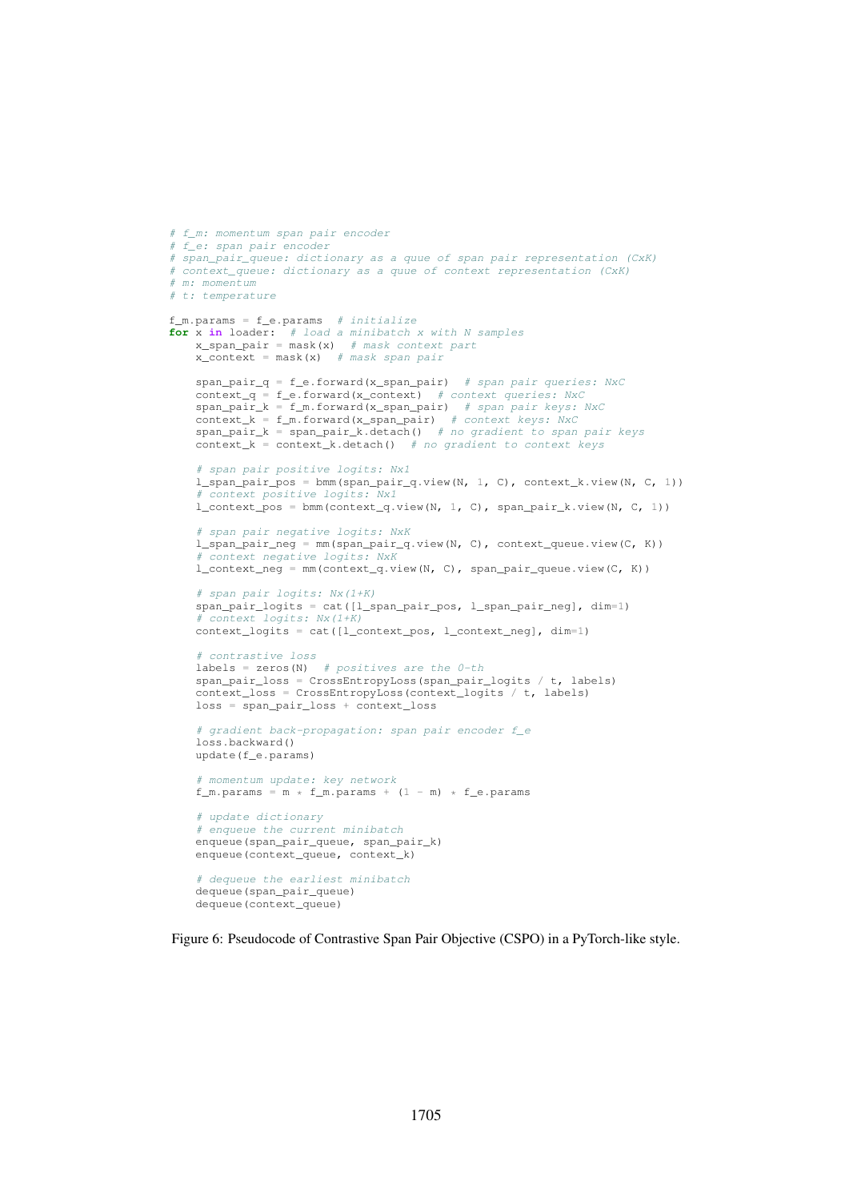```
# f_m: momentum span pair encoder
# f_e: span pair encoder
# span_pair_queue: dictionary as a quue of span pair representation (CxK)
# context_queue: dictionary as a quue of context representation (CxK)
# m: momentum
# t: temperature

f_m.params = f_e.params  # initialize
for x in loader:  # load a minibatch x with N samples
    x_span_pair = mask(x)  # mask context part
    x_context = mask(x)  # mask span pair

    span_pair_q = f_e.forward(x_span_pair)  # span pair queries: NxC
    context_q = f_e.forward(x_context)  # context queries: NxC
    span_pair_k = f_m.forward(x_span_pair)  # span pair keys: NxC
    context_k = f_m.forward(x_span_pair)  # context keys: NxC
    span_pair_k = span_pair_k.detach()  # no gradient to span pair keys
    context_k = context_k.detach()  # no gradient to context keys

    # span pair positive logits: Nx1
    l_span_pair_pos = bmm(span_pair_q.view(N, 1, C), context_k.view(N, C, 1))
    # context positive logits: Nx1
    l_context_pos = bmm(context_q.view(N, 1, C), span_pair_k.view(N, C, 1))

    # span pair negative logits: NxK
    l_span_pair_neg = mm(span_pair_q.view(N, C), context_queue.view(C, K))
    # context negative logits: NxK
    l_context_neg = mm(context_q.view(N, C), span_pair_queue.view(C, K))

    # span pair logits: Nx(1+K)
    span_pair_logits = cat([l_span_pair_pos, l_span_pair_neg], dim=1)
    # context logits: Nx(1+K)
    context_logits = cat([l_context_pos, l_context_neg], dim=1)

    # contrastive loss
    labels = zeros(N)  # positives are the 0-th
    span_pair_loss = CrossEntropyLoss(span_pair_logits / t, labels)
    context_loss = CrossEntropyLoss(context_logits / t, labels)
    loss = span_pair_loss + context_loss

    # gradient back-propagation: span pair encoder f_e
    loss.backward()
    update(f_e.params)

    # momentum update: key network
    f_m.params = m * f_m.params + (1 - m) * f_e.params

    # update dictionary
    # enqueue the current minibatch
    enqueue(span_pair_queue, span_pair_k)
    enqueue(context_queue, context_k)

    # dequeue the earliest minibatch
    dequeue(span_pair_queue)
    dequeue(context_queue)
```

Figure 6: Pseudocode of Contrastive Span Pair Objective (CSPO) in a PyTorch-like style.